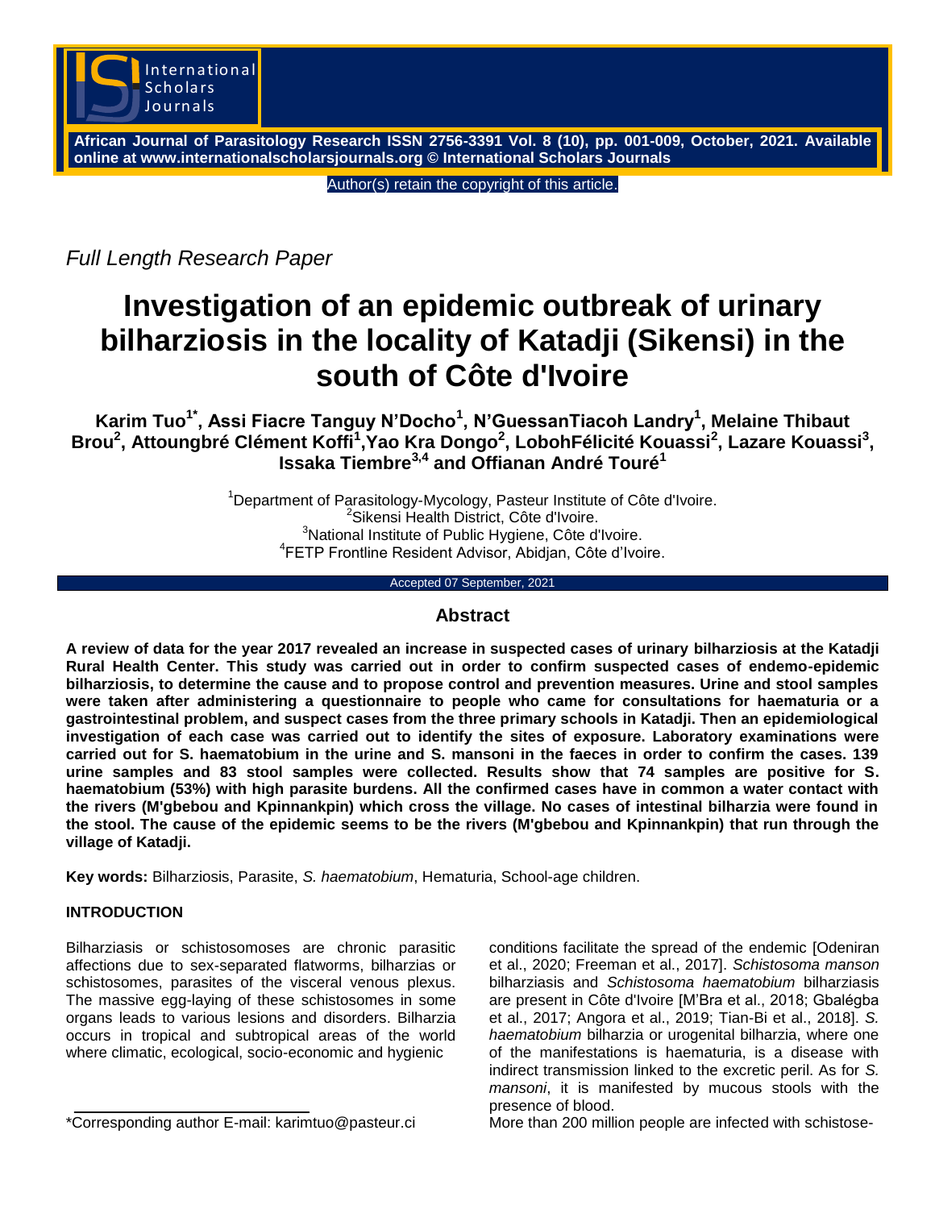Full Length Research Paper

# Investigation of an epidemic outbreak of urinary bilharziosis in the locality of Katadji (Sikensi) in the south of Côte d'Ivoire

**Karim Tuo[1*], Assi Fiacre Tanguy N'Docho[1], N'GuessanTiacoh Landry[1], Melaine Thibaut Brou[2], Attoungbré Clément Koffi[1],Yao Kra Dongo[2], LobohFélicité Kouassi[2], Lazare Kouassi[3], Issaka Tiembre[3,4] and Offianan André Touré[1]**

[1]Department of Parasitology-Mycology, Pasteur Institute of Côte d'Ivoire.
[2]Sikensi Health District, Côte d'Ivoire.
[3]National Institute of Public Hygiene, Côte d'Ivoire.
[4]FETP Frontline Resident Advisor, Abidjan, Côte d'Ivoire.

Accepted 07 September, 2021

## Abstract

**A review of data for the year 2017 revealed an increase in suspected cases of urinary bilharziosis at the Katadji Rural Health Center. This study was carried out in order to confirm suspected cases of endemo-epidemic bilharziosis, to determine the cause and to propose control and prevention measures. Urine and stool samples were taken after administering a questionnaire to people who came for consultations for haematuria or a gastrointestinal problem, and suspect cases from the three primary schools in Katadji. Then an epidemiological investigation of each case was carried out to identify the sites of exposure. Laboratory examinations were carried out for S. haematobium in the urine and S. mansoni in the faeces in order to confirm the cases. 139 urine samples and 83 stool samples were collected. Results show that 74 samples are positive for S. haematobium (53%) with high parasite burdens. All the confirmed cases have in common a water contact with the rivers (M'gbebou and Kpinnankpin) which cross the village. No cases of intestinal bilharzia were found in the stool. The cause of the epidemic seems to be the rivers (M'gbebou and Kpinnankpin) that run through the village of Katadji.**

**Key words:** Bilharziosis, Parasite, *S. haematobium*, Hematuria, School-age children.

## INTRODUCTION

Bilharziasis or schistosomoses are chronic parasitic affections due to sex-separated flatworms, bilharzias or schistosomes, parasites of the visceral venous plexus. The massive egg-laying of these schistosomes in some organs leads to various lesions and disorders. Bilharzia occurs in tropical and subtropical areas of the world where climatic, ecological, socio-economic and hygienic conditions facilitate the spread of the endemic [Odeniran et al., 2020; Freeman et al., 2017]. *Schistosoma manson* bilharziasis and *Schistosoma haematobium* bilharziasis are present in Côte d'Ivoire [M'Bra et al., 2018; Gbalégba et al., 2017; Angora et al., 2019; Tian-Bi et al., 2018]. *S. haematobium* bilharzia or urogenital bilharzia, where one of the manifestations is haematuria, is a disease with indirect transmission linked to the excretic peril. As for *S. mansoni*, it is manifested by mucous stools with the presence of blood.

More than 200 million people are infected with schistose-

*Corresponding author E-mail: karimtuo@pasteur.ci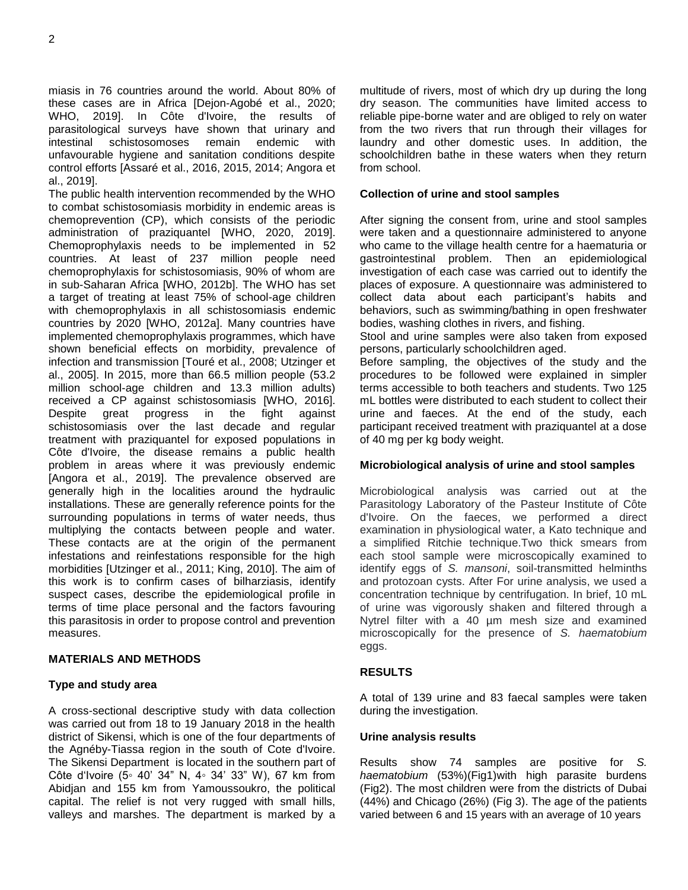miasis in 76 countries around the world. About 80% of these cases are in Africa [Dejon-Agobé et al., 2020; WHO, 2019]. In Côte d'Ivoire, the results of parasitological surveys have shown that urinary and intestinal schistosomoses remain endemic with unfavourable hygiene and sanitation conditions despite control efforts [Assaré et al., 2016, 2015, 2014; Angora et al., 2019].

The public health intervention recommended by the WHO to combat schistosomiasis morbidity in endemic areas is chemoprevention (CP), which consists of the periodic administration of praziquantel [WHO, 2020, 2019]. Chemoprophylaxis needs to be implemented in 52 countries. At least of 237 million people need chemoprophylaxis for schistosomiasis, 90% of whom are in sub-Saharan Africa [WHO, 2012b]. The WHO has set a target of treating at least 75% of school-age children with chemoprophylaxis in all schistosomiasis endemic countries by 2020 [WHO, 2012a]. Many countries have implemented chemoprophylaxis programmes, which have shown beneficial effects on morbidity, prevalence of infection and transmission [Touré et al., 2008; Utzinger et al., 2005]. In 2015, more than 66.5 million people (53.2 million school-age children and 13.3 million adults) received a CP against schistosomiasis [WHO, 2016]. Despite great progress in the fight against schistosomiasis over the last decade and regular treatment with praziquantel for exposed populations in Côte d'Ivoire, the disease remains a public health problem in areas where it was previously endemic [Angora et al., 2019]. The prevalence observed are generally high in the localities around the hydraulic installations. These are generally reference points for the surrounding populations in terms of water needs, thus multiplying the contacts between people and water. These contacts are at the origin of the permanent infestations and reinfestations responsible for the high morbidities [Utzinger et al., 2011; King, 2010]. The aim of this work is to confirm cases of bilharziasis, identify suspect cases, describe the epidemiological profile in terms of time place personal and the factors favouring this parasitosis in order to propose control and prevention measures.

## MATERIALS AND METHODS

### Type and study area

A cross-sectional descriptive study with data collection was carried out from 18 to 19 January 2018 in the health district of Sikensi, which is one of the four departments of the Agnéby-Tiassa region in the south of Cote d'Ivoire. The Sikensi Department is located in the southern part of Côte d'Ivoire (5◦ 40' 34" N, 4◦ 34' 33" W), 67 km from Abidjan and 155 km from Yamoussoukro, the political capital. The relief is not very rugged with small hills, valleys and marshes. The department is marked by a multitude of rivers, most of which dry up during the long dry season. The communities have limited access to reliable pipe-borne water and are obliged to rely on water from the two rivers that run through their villages for laundry and other domestic uses. In addition, the schoolchildren bathe in these waters when they return from school.

### Collection of urine and stool samples

After signing the consent from, urine and stool samples were taken and a questionnaire administered to anyone who came to the village health centre for a haematuria or gastrointestinal problem. Then an epidemiological investigation of each case was carried out to identify the places of exposure. A questionnaire was administered to collect data about each participant's habits and behaviors, such as swimming/bathing in open freshwater bodies, washing clothes in rivers, and fishing.

Stool and urine samples were also taken from exposed persons, particularly schoolchildren aged.

Before sampling, the objectives of the study and the procedures to be followed were explained in simpler terms accessible to both teachers and students. Two 125 mL bottles were distributed to each student to collect their urine and faeces. At the end of the study, each participant received treatment with praziquantel at a dose of 40 mg per kg body weight.

### Microbiological analysis of urine and stool samples

Microbiological analysis was carried out at the Parasitology Laboratory of the Pasteur Institute of Côte d'Ivoire. On the faeces, we performed a direct examination in physiological water, a Kato technique and a simplified Ritchie technique.Two thick smears from each stool sample were microscopically examined to identify eggs of *S. mansoni*, soil-transmitted helminths and protozoan cysts. After For urine analysis, we used a concentration technique by centrifugation. In brief, 10 mL of urine was vigorously shaken and filtered through a Nytrel filter with a 40 µm mesh size and examined microscopically for the presence of *S. haematobium* eggs.

## RESULTS

A total of 139 urine and 83 faecal samples were taken during the investigation.

### Urine analysis results

Results show 74 samples are positive for *S. haematobium* (53%)(Fig1)with high parasite burdens (Fig2). The most children were from the districts of Dubai (44%) and Chicago (26%) (Fig 3). The age of the patients varied between 6 and 15 years with an average of 10 years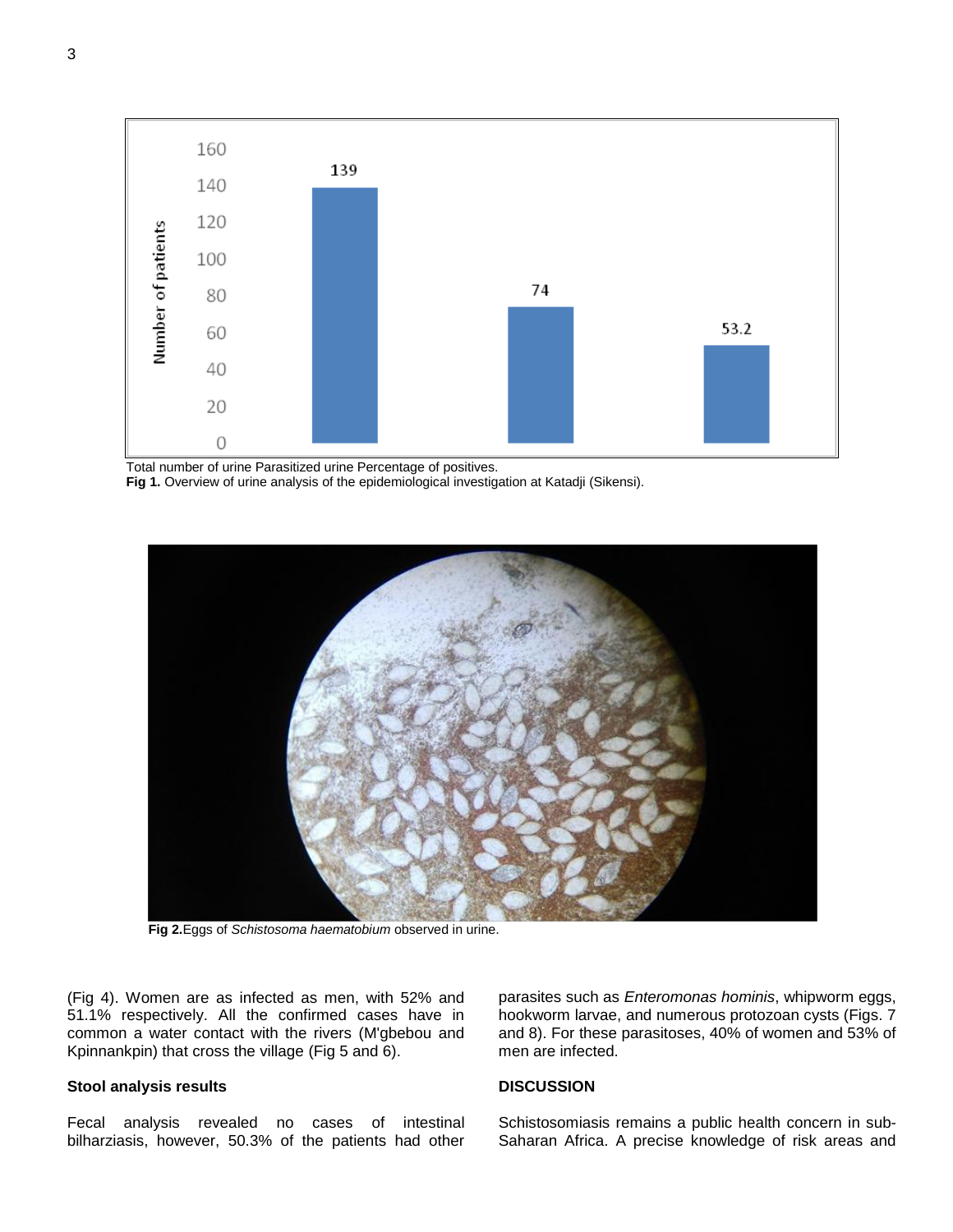Number of patients

160
140
120
100
80
60
40
20
0

139
74
53.2

Total number of urine Parasitized urine Percentage of positives.

**Fig 1.** Overview of urine analysis of the epidemiological investigation at Katadji (Sikensi).

**Fig 2.**Eggs of *Schistosoma haematobium* observed in urine.

(Fig 4). Women are as infected as men, with 52% and 51.1% respectively. All the confirmed cases have in common a water contact with the rivers (M'gbebou and Kpinnankpin) that cross the village (Fig 5 and 6).

### Stool analysis results

Fecal analysis revealed no cases of intestinal bilharziasis, however, 50.3% of the patients had other parasites such as *Enteromonas hominis*, whipworm eggs, hookworm larvae, and numerous protozoan cysts (Figs. 7 and 8). For these parasitoses, 40% of women and 53% of men are infected.

## DISCUSSION

Schistosomiasis remains a public health concern in sub-Saharan Africa. A precise knowledge of risk areas and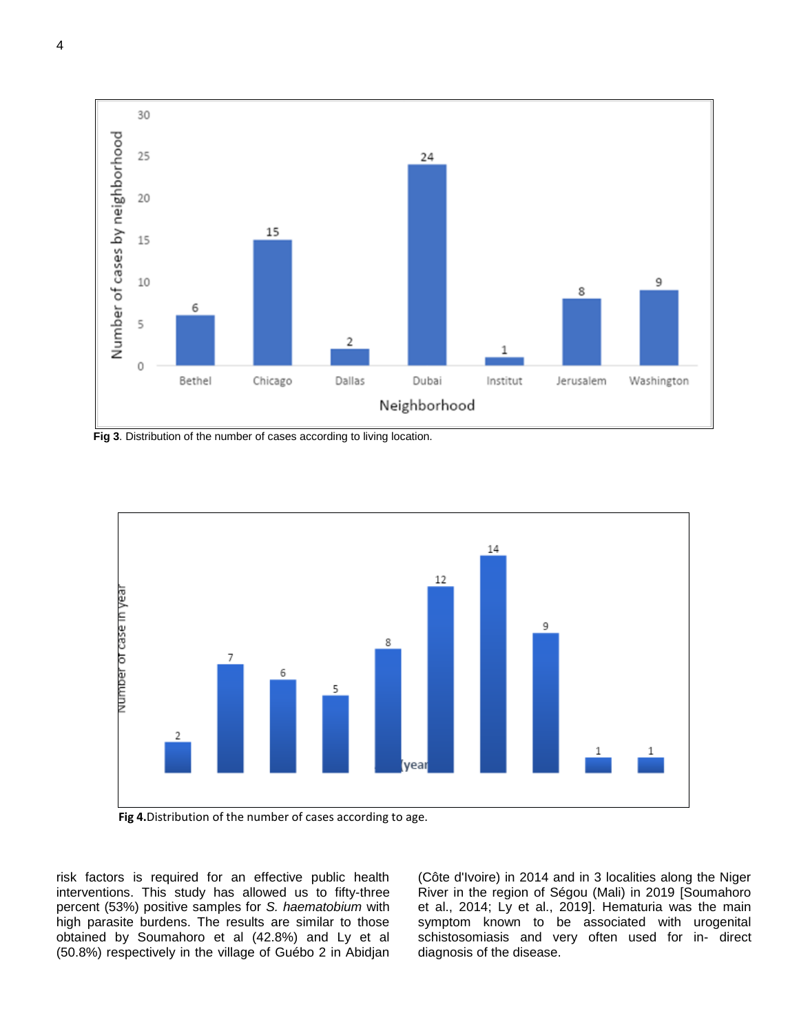30
25
20
15
10
5
0

Number of cases by neighborhood

6
15
2
24
1
8
9

Bethel Chicago Dallas Dubai Institut Jerusalem Washington

Neighborhood

**Fig 3**. Distribution of the number of cases according to living location.

Number of case in year

2
7
6
5
8
12
14
9
1
1

(year

**Fig 4.**Distribution of the number of cases according to age.

risk factors is required for an effective public health interventions. This study has allowed us to fifty-three percent (53%) positive samples for *S. haematobium* with high parasite burdens. The results are similar to those obtained by Soumahoro et al (42.8%) and Ly et al (50.8%) respectively in the village of Guébo 2 in Abidjan (Côte d'Ivoire) in 2014 and in 3 localities along the Niger River in the region of Ségou (Mali) in 2019 [Soumahoro et al., 2014; Ly et al., 2019]. Hematuria was the main symptom known to be associated with urogenital schistosomiasis and very often used for in- direct diagnosis of the disease.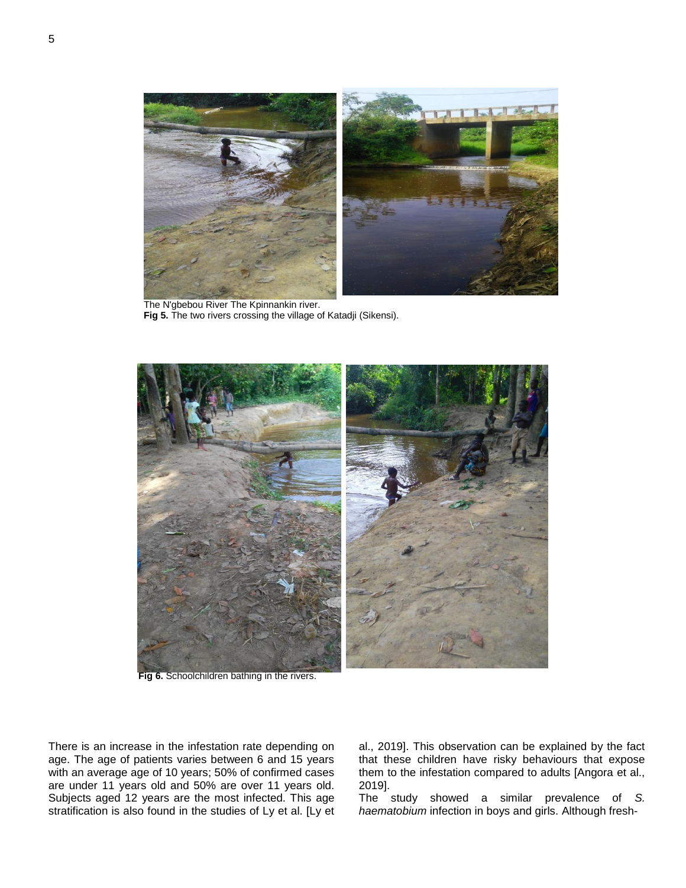The N'gbebou River The Kpinnankin river.

**Fig 5.** The two rivers crossing the village of Katadji (Sikensi).

**Fig 6.** Schoolchildren bathing in the rivers.

There is an increase in the infestation rate depending on age. The age of patients varies between 6 and 15 years with an average age of 10 years; 50% of confirmed cases are under 11 years old and 50% are over 11 years old. Subjects aged 12 years are the most infected. This age stratification is also found in the studies of Ly et al. [Ly et al., 2019]. This observation can be explained by the fact that these children have risky behaviours that expose them to the infestation compared to adults [Angora et al., 2019].

The study showed a similar prevalence of *S. haematobium* infection in boys and girls. Although fresh-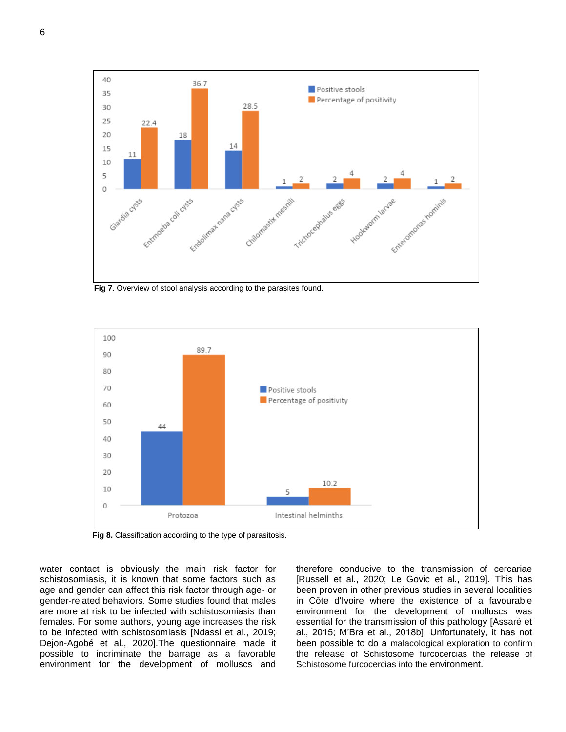40
35
30
25
20
15
10
5
0

Positive stools
Percentage of positivity

11
22.4
18
36.7
14
28.5
1
2
2
4
2
4
1
2

Giardia cysts
Entmoeba coli cysts
Endolimax nana cysts
Chilomastix mesnili
Trichocephalus eggs
Hookworm larvae
Enteromonas hominis

**Fig 7**. Overview of stool analysis according to the parasites found.

100
90
80
70
60
50
40
30
20
10
0

Positive stools
Percentage of positivity

44
89.7
5
10.2

Protozoa
Intestinal helminths

**Fig 8.** Classification according to the type of parasitosis.

water contact is obviously the main risk factor for schistosomiasis, it is known that some factors such as age and gender can affect this risk factor through age- or gender-related behaviors. Some studies found that males are more at risk to be infected with schistosomiasis than females. For some authors, young age increases the risk to be infected with schistosomiasis [Ndassi et al., 2019; Dejon-Agobé et al., 2020].The questionnaire made it possible to incriminate the barrage as a favorable environment for the development of molluscs and therefore conducive to the transmission of cercariae [Russell et al., 2020; Le Govic et al., 2019]. This has been proven in other previous studies in several localities in Côte d'Ivoire where the existence of a favourable environment for the development of molluscs was essential for the transmission of this pathology [Assaré et al., 2015; M'Bra et al., 2018b]. Unfortunately, it has not been possible to do a malacological exploration to confirm the release of Schistosome furcocercias the release of Schistosome furcocercias into the environment.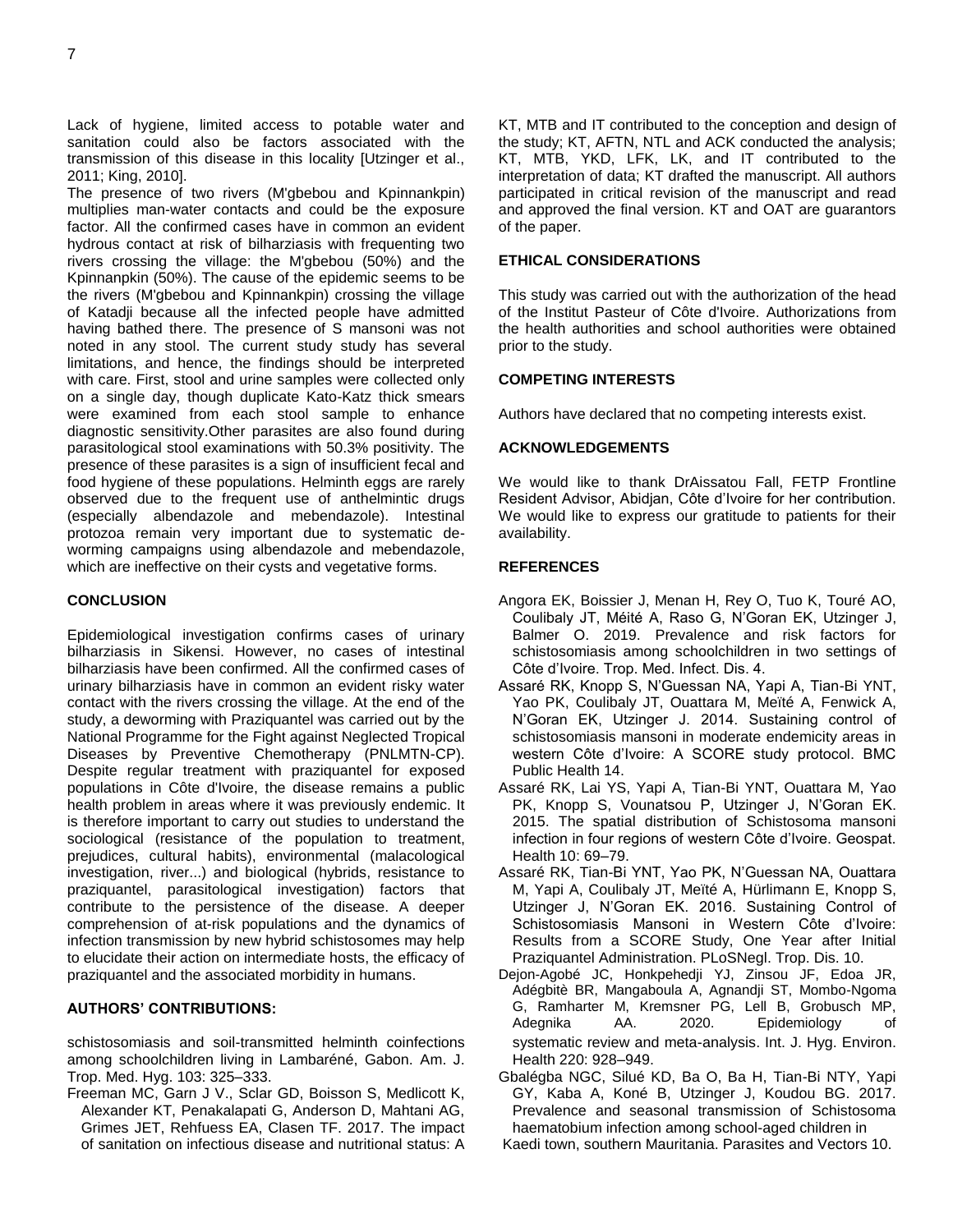Lack of hygiene, limited access to potable water and sanitation could also be factors associated with the transmission of this disease in this locality [Utzinger et al., 2011; King, 2010].

The presence of two rivers (M'gbebou and Kpinnankpin) multiplies man-water contacts and could be the exposure factor. All the confirmed cases have in common an evident hydrous contact at risk of bilharziasis with frequenting two rivers crossing the village: the M'gbebou (50%) and the Kpinnanpkin (50%). The cause of the epidemic seems to be the rivers (M'gbebou and Kpinnankpin) crossing the village of Katadji because all the infected people have admitted having bathed there. The presence of S mansoni was not noted in any stool. The current study study has several limitations, and hence, the findings should be interpreted with care. First, stool and urine samples were collected only on a single day, though duplicate Kato-Katz thick smears were examined from each stool sample to enhance diagnostic sensitivity.Other parasites are also found during parasitological stool examinations with 50.3% positivity. The presence of these parasites is a sign of insufficient fecal and food hygiene of these populations. Helminth eggs are rarely observed due to the frequent use of anthelmintic drugs (especially albendazole and mebendazole). Intestinal protozoa remain very important due to systematic de-worming campaigns using albendazole and mebendazole, which are ineffective on their cysts and vegetative forms.

## CONCLUSION

Epidemiological investigation confirms cases of urinary bilharziasis in Sikensi. However, no cases of intestinal bilharziasis have been confirmed. All the confirmed cases of urinary bilharziasis have in common an evident risky water contact with the rivers crossing the village. At the end of the study, a deworming with Praziquantel was carried out by the National Programme for the Fight against Neglected Tropical Diseases by Preventive Chemotherapy (PNLMTN-CP). Despite regular treatment with praziquantel for exposed populations in Côte d'Ivoire, the disease remains a public health problem in areas where it was previously endemic. It is therefore important to carry out studies to understand the sociological (resistance of the population to treatment, prejudices, cultural habits), environmental (malacological investigation, river...) and biological (hybrids, resistance to praziquantel, parasitological investigation) factors that contribute to the persistence of the disease. A deeper comprehension of at-risk populations and the dynamics of infection transmission by new hybrid schistosomes may help to elucidate their action on intermediate hosts, the efficacy of praziquantel and the associated morbidity in humans.

## AUTHORS' CONTRIBUTIONS:

KT, MTB and IT contributed to the conception and design of the study; KT, AFTN, NTL and ACK conducted the analysis; KT, MTB, YKD, LFK, LK, and IT contributed to the interpretation of data; KT drafted the manuscript. All authors participated in critical revision of the manuscript and read and approved the final version. KT and OAT are guarantors of the paper.

## ETHICAL CONSIDERATIONS

This study was carried out with the authorization of the head of the Institut Pasteur of Côte d'Ivoire. Authorizations from the health authorities and school authorities were obtained prior to the study.

## COMPETING INTERESTS

Authors have declared that no competing interests exist.

## ACKNOWLEDGEMENTS

We would like to thank DrAissatou Fall, FETP Frontline Resident Advisor, Abidjan, Côte d'Ivoire for her contribution. We would like to express our gratitude to patients for their availability.

## REFERENCES

- Angora EK, Boissier J, Menan H, Rey O, Tuo K, Touré AO, Coulibaly JT, Méité A, Raso G, N'Goran EK, Utzinger J, Balmer O. 2019. Prevalence and risk factors for schistosomiasis among schoolchildren in two settings of Côte d'Ivoire. Trop. Med. Infect. Dis. 4.
- Assaré RK, Knopp S, N'Guessan NA, Yapi A, Tian-Bi YNT, Yao PK, Coulibaly JT, Ouattara M, Meïté A, Fenwick A, N'Goran EK, Utzinger J. 2014. Sustaining control of schistosomiasis mansoni in moderate endemicity areas in western Côte d'Ivoire: A SCORE study protocol. BMC Public Health 14.
- Assaré RK, Lai YS, Yapi A, Tian-Bi YNT, Ouattara M, Yao PK, Knopp S, Vounatsou P, Utzinger J, N'Goran EK. 2015. The spatial distribution of Schistosoma mansoni infection in four regions of western Côte d'Ivoire. Geospat. Health 10: 69–79.
- Assaré RK, Tian-Bi YNT, Yao PK, N'Guessan NA, Ouattara M, Yapi A, Coulibaly JT, Meïté A, Hürlimann E, Knopp S, Utzinger J, N'Goran EK. 2016. Sustaining Control of Schistosomiasis Mansoni in Western Côte d'Ivoire: Results from a SCORE Study, One Year after Initial Praziquantel Administration. PLoSNegl. Trop. Dis. 10.
- Dejon-Agobé JC, Honkpehedji YJ, Zinsou JF, Edoa JR, Adégbitè BR, Mangaboula A, Agnandji ST, Mombo-Ngoma G, Ramharter M, Kremsner PG, Lell B, Grobusch MP, Adegnika AA. 2020. Epidemiology of schistosomiasis and soil-transmitted helminth coinfections among schoolchildren living in Lambaréné, Gabon. Am. J. Trop. Med. Hyg. 103: 325–333.
- Freeman MC, Garn J V., Sclar GD, Boisson S, Medlicott K, Alexander KT, Penakalapati G, Anderson D, Mahtani AG, Grimes JET, Rehfuess EA, Clasen TF. 2017. The impact of sanitation on infectious disease and nutritional status: A systematic review and meta-analysis. Int. J. Hyg. Environ. Health 220: 928–949.
- Gbalégba NGC, Silué KD, Ba O, Ba H, Tian-Bi NTY, Yapi GY, Kaba A, Koné B, Utzinger J, Koudou BG. 2017. Prevalence and seasonal transmission of Schistosoma haematobium infection among school-aged children in Kaedi town, southern Mauritania. Parasites and Vectors 10.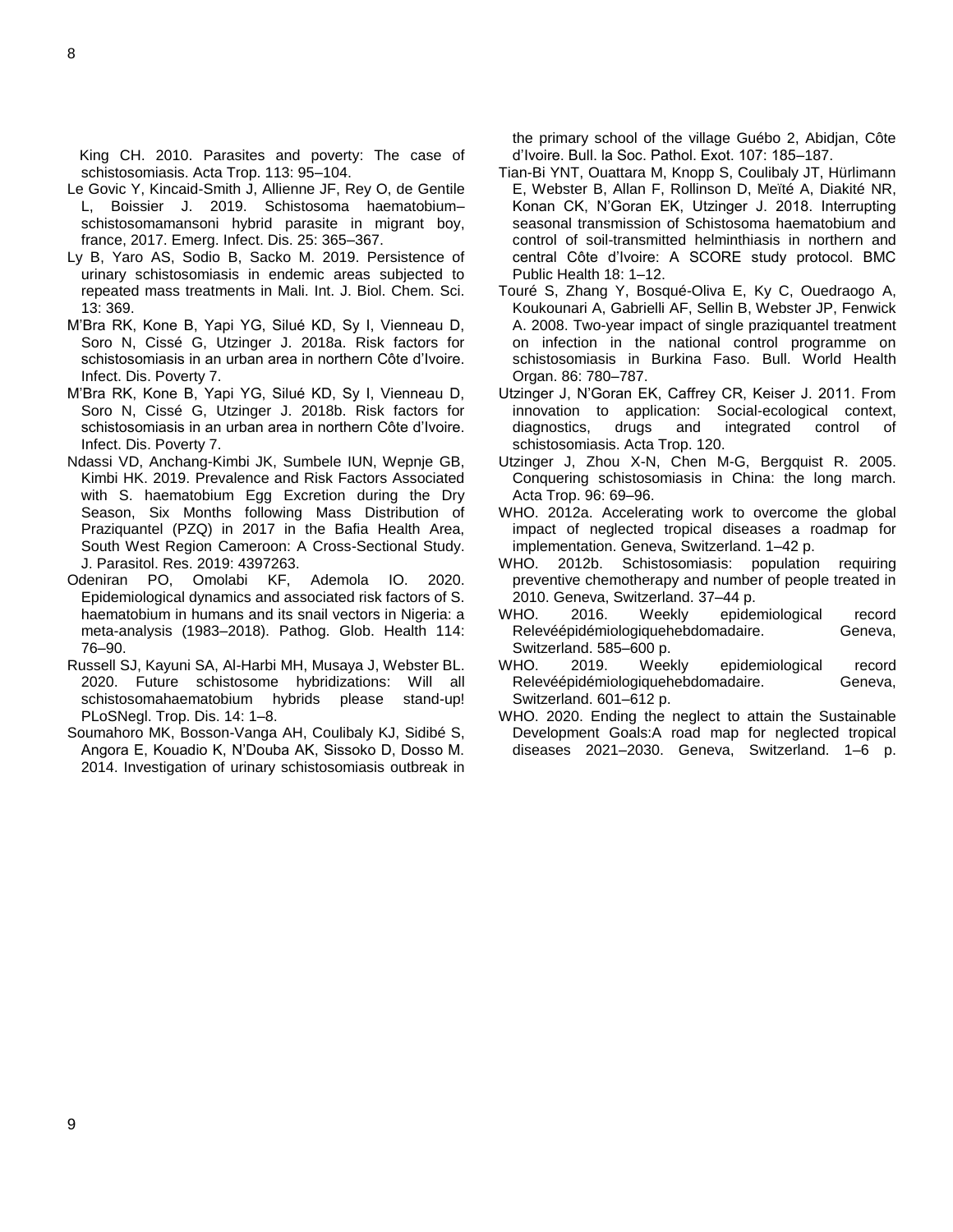King CH. 2010. Parasites and poverty: The case of schistosomiasis. Acta Trop. 113: 95–104.

Le Govic Y, Kincaid-Smith J, Allienne JF, Rey O, de Gentile L, Boissier J. 2019. Schistosoma haematobium–schistosomamansoni hybrid parasite in migrant boy, france, 2017. Emerg. Infect. Dis. 25: 365–367.

Ly B, Yaro AS, Sodio B, Sacko M. 2019. Persistence of urinary schistosomiasis in endemic areas subjected to repeated mass treatments in Mali. Int. J. Biol. Chem. Sci. 13: 369.

M'Bra RK, Kone B, Yapi YG, Silué KD, Sy I, Vienneau D, Soro N, Cissé G, Utzinger J. 2018a. Risk factors for schistosomiasis in an urban area in northern Côte d'Ivoire. Infect. Dis. Poverty 7.

M'Bra RK, Kone B, Yapi YG, Silué KD, Sy I, Vienneau D, Soro N, Cissé G, Utzinger J. 2018b. Risk factors for schistosomiasis in an urban area in northern Côte d'Ivoire. Infect. Dis. Poverty 7.

Ndassi VD, Anchang-Kimbi JK, Sumbele IUN, Wepnje GB, Kimbi HK. 2019. Prevalence and Risk Factors Associated with S. haematobium Egg Excretion during the Dry Season, Six Months following Mass Distribution of Praziquantel (PZQ) in 2017 in the Bafia Health Area, South West Region Cameroon: A Cross-Sectional Study. J. Parasitol. Res. 2019: 4397263.

Odeniran PO, Omolabi KF, Ademola IO. 2020. Epidemiological dynamics and associated risk factors of S. haematobium in humans and its snail vectors in Nigeria: a meta-analysis (1983–2018). Pathog. Glob. Health 114: 76–90.

Russell SJ, Kayuni SA, Al-Harbi MH, Musaya J, Webster BL. 2020. Future schistosome hybridizations: Will all schistosomahaematobium hybrids please stand-up! PLoSNegl. Trop. Dis. 14: 1–8.

Soumahoro MK, Bosson-Vanga AH, Coulibaly KJ, Sidibé S, Angora E, Kouadio K, N'Douba AK, Sissoko D, Dosso M. 2014. Investigation of urinary schistosomiasis outbreak in the primary school of the village Guébo 2, Abidjan, Côte d'Ivoire. Bull. la Soc. Pathol. Exot. 107: 185–187.

Tian-Bi YNT, Ouattara M, Knopp S, Coulibaly JT, Hürlimann E, Webster B, Allan F, Rollinson D, Meïté A, Diakité NR, Konan CK, N'Goran EK, Utzinger J. 2018. Interrupting seasonal transmission of Schistosoma haematobium and control of soil-transmitted helminthiasis in northern and central Côte d'Ivoire: A SCORE study protocol. BMC Public Health 18: 1–12.

Touré S, Zhang Y, Bosqué-Oliva E, Ky C, Ouedraogo A, Koukounari A, Gabrielli AF, Sellin B, Webster JP, Fenwick A. 2008. Two-year impact of single praziquantel treatment on infection in the national control programme on schistosomiasis in Burkina Faso. Bull. World Health Organ. 86: 780–787.

Utzinger J, N'Goran EK, Caffrey CR, Keiser J. 2011. From innovation to application: Social-ecological context, diagnostics, drugs and integrated control of schistosomiasis. Acta Trop. 120.

Utzinger J, Zhou X-N, Chen M-G, Bergquist R. 2005. Conquering schistosomiasis in China: the long march. Acta Trop. 96: 69–96.

WHO. 2012a. Accelerating work to overcome the global impact of neglected tropical diseases a roadmap for implementation. Geneva, Switzerland. 1–42 p.

WHO. 2012b. Schistosomiasis: population requiring preventive chemotherapy and number of people treated in 2010. Geneva, Switzerland. 37–44 p.

WHO. 2016. Weekly epidemiological record Relevéépidémiologiquehebdomadaire. Geneva, Switzerland. 585–600 p.

WHO. 2019. Weekly epidemiological record Relevéépidémiologiquehebdomadaire. Geneva, Switzerland. 601–612 p.

WHO. 2020. Ending the neglect to attain the Sustainable Development Goals:A road map for neglected tropical diseases 2021–2030. Geneva, Switzerland. 1–6 p.